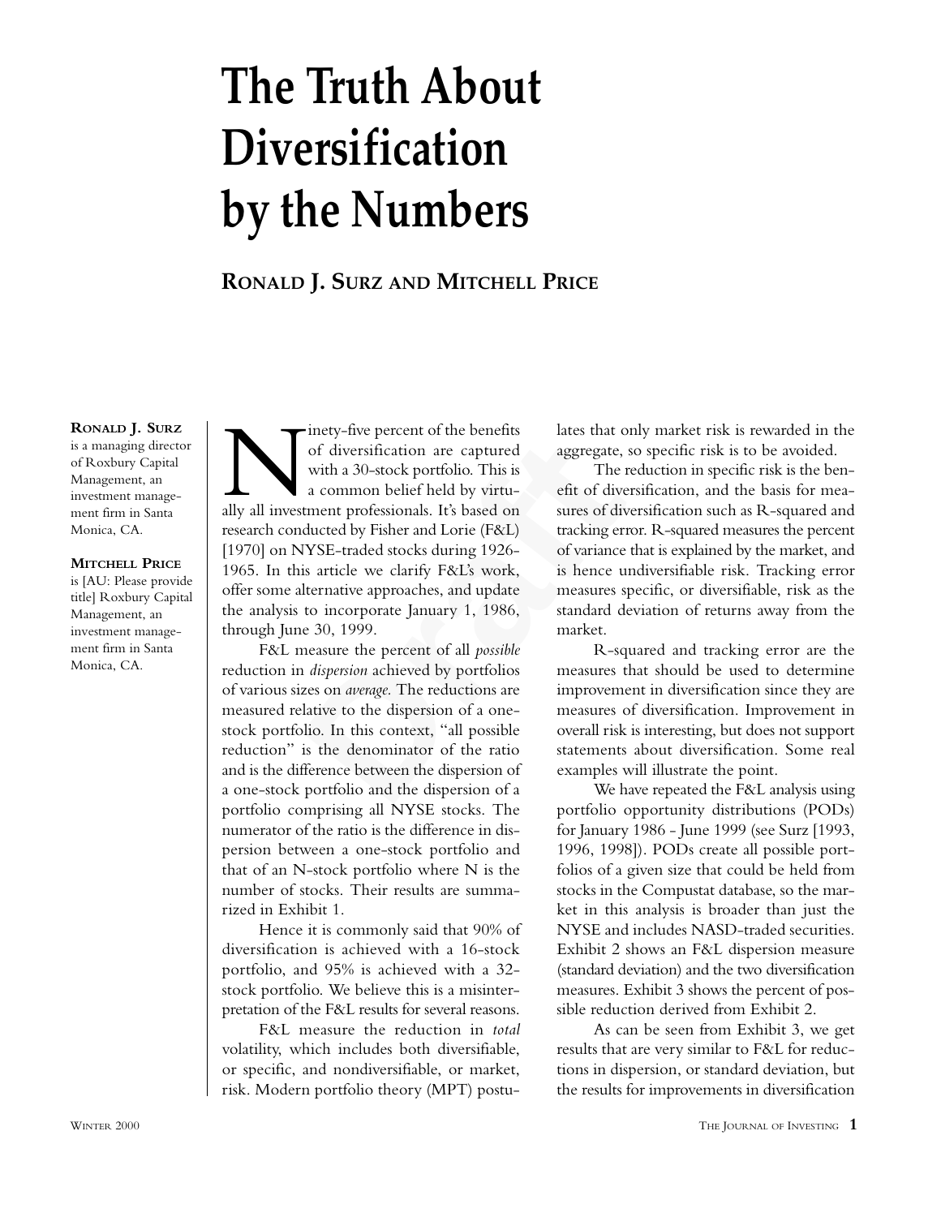# The Truth About Diversification by the Numbers

**RONALD J. SURZ AND MITCHELL PRICE**

**RONALD J. SURZ** is a managing director of Roxbury Capital Management, an investment management firm in Santa Monica, CA.

**MITCHELL PRICE** is [AU: Please provide title] Roxbury Capital Management, an investment management firm in Santa Monica, CA.

Ninety-five percent of the benefits of diversification are captured with a 30-stock portfolio. This is a common belief held by virtually all investment professionals. It's based on research conducted by Fisher and Lorie (F&L) [1970] on NYSE-traded stocks during 1926-1965. In this article we clarify F&L's work, offer some alternative approaches, and update the analysis to incorporate January 1, 1986, through June 30, 1999.

F&L measure the percent of all *possible* reduction in *dispersion* achieved by portfolios of various sizes on *average*. The reductions are measured relative to the dispersion of a one-stock portfolio. In this context, "all possible reduction" is the denominator of the ratio and is the difference between the dispersion of a one-stock portfolio and the dispersion of a portfolio comprising all NYSE stocks. The numerator of the ratio is the difference in dispersion between a one-stock portfolio and that of an N-stock portfolio where N is the number of stocks. Their results are summarized in Exhibit 1.

Hence it is commonly said that 90% of diversification is achieved with a 16-stock portfolio, and 95% is achieved with a 32-stock portfolio. We believe this is a misinterpretation of the F&L results for several reasons.

F&L measure the reduction in *total* volatility, which includes both diversifiable, or specific, and nondiversifiable, or market, risk. Modern portfolio theory (MPT) postulates that only market risk is rewarded in the aggregate, so specific risk is to be avoided.

The reduction in specific risk is the benefit of diversification, and the basis for measures of diversification such as R-squared and tracking error. R-squared measures the percent of variance that is explained by the market, and is hence undiversifiable risk. Tracking error measures specific, or diversifiable, risk as the standard deviation of returns away from the market.

R-squared and tracking error are the measures that should be used to determine improvement in diversification since they are measures of diversification. Improvement in overall risk is interesting, but does not support statements about diversification. Some real examples will illustrate the point.

We have repeated the F&L analysis using portfolio opportunity distributions (PODs) for January 1986 - June 1999 (see Surz [1993, 1996, 1998]). PODs create all possible portfolios of a given size that could be held from stocks in the Compustat database, so the market in this analysis is broader than just the NYSE and includes NASD-traded securities. Exhibit 2 shows an F&L dispersion measure (standard deviation) and the two diversification measures. Exhibit 3 shows the percent of possible reduction derived from Exhibit 2.

As can be seen from Exhibit 3, we get results that are very similar to F&L for reductions in dispersion, or standard deviation, but the results for improvements in diversification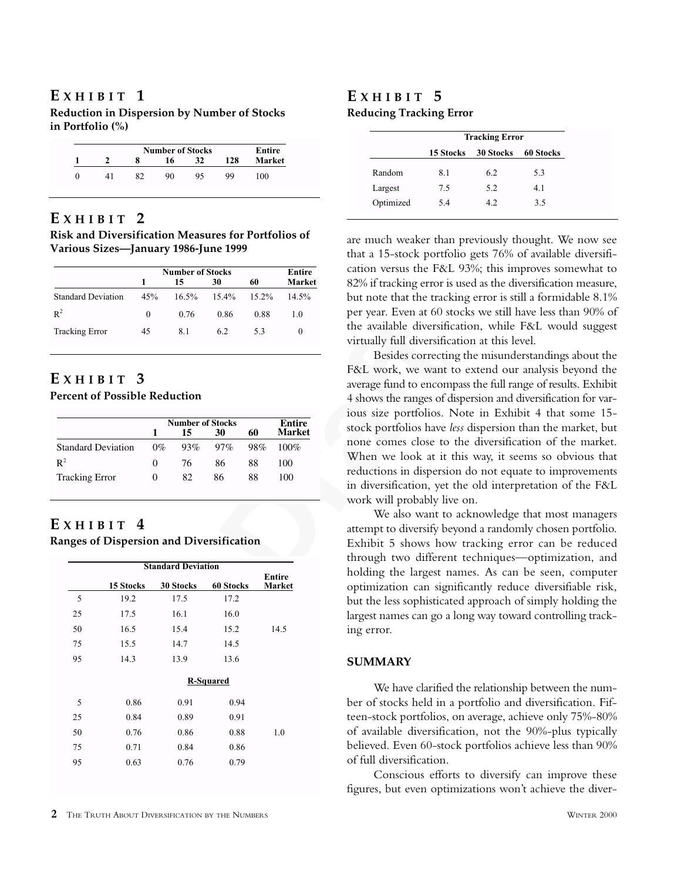## EXHIBIT 1

**Reduction in Dispersion by Number of Stocks in Portfolio (%)**

| Number of Stocks | | | | | | Entire |
|---|---|---|---|---|---|---|
| 1 | 2 | 8 | 16 | 32 | 128 | Market |
| 0 | 41 | 82 | 90 | 95 | 99 | 100 |

## EXHIBIT 2

**Risk and Diversification Measures for Portfolios of Various Sizes—January 1986-June 1999**

| | Number of Stocks | | | | Entire |
|---|---|---|---|---|---|
| | 1 | 15 | 30 | 60 | Market |
| Standard Deviation | 45% | 16.5% | 15.4% | 15.2% | 14.5% |
| $R^2$ | 0 | 0.76 | 0.86 | 0.88 | 1.0 |
| Tracking Error | 45 | 8.1 | 6.2 | 5.3 | 0 |

## EXHIBIT 3

**Percent of Possible Reduction**

| | Number of Stocks | | | | Entire |
|---|---|---|---|---|---|
| | 1 | 15 | 30 | 60 | Market |
| Standard Deviation | 0% | 93% | 97% | 98% | 100% |
| $R^2$ | 0 | 76 | 86 | 88 | 100 |
| Tracking Error | 0 | 82 | 86 | 88 | 100 |

## EXHIBIT 4

**Ranges of Dispersion and Diversification**

| | Standard Deviation | | | Entire |
|---|---|---|---|---|
| | 15 Stocks | 30 Stocks | 60 Stocks | Market |
| 5 | 19.2 | 17.5 | 17.2 | |
| 25 | 17.5 | 16.1 | 16.0 | |
| 50 | 16.5 | 15.4 | 15.2 | 14.5 |
| 75 | 15.5 | 14.7 | 14.5 | |
| 95 | 14.3 | 13.9 | 13.6 | |
| | **R-Squared** | | | |
| 5 | 0.86 | 0.91 | 0.94 | |
| 25 | 0.84 | 0.89 | 0.91 | |
| 50 | 0.76 | 0.86 | 0.88 | 1.0 |
| 75 | 0.71 | 0.84 | 0.86 | |
| 95 | 0.63 | 0.76 | 0.79 | |

## EXHIBIT 5

**Reducing Tracking Error**

| | Tracking Error | | |
|---|---|---|---|
| | 15 Stocks | 30 Stocks | 60 Stocks |
| Random | 8.1 | 6.2 | 5.3 |
| Largest | 7.5 | 5.2 | 4.1 |
| Optimized | 5.4 | 4.2 | 3.5 |

are much weaker than previously thought. We now see that a 15-stock portfolio gets 76% of available diversification versus the F&L 93%; this improves somewhat to 82% if tracking error is used as the diversification measure, but note that the tracking error is still a formidable 8.1% per year. Even at 60 stocks we still have less than 90% of the available diversification, while F&L would suggest virtually full diversification at this level.

Besides correcting the misunderstandings about the F&L work, we want to extend our analysis beyond the average fund to encompass the full range of results. Exhibit 4 shows the ranges of dispersion and diversification for various size portfolios. Note in Exhibit 4 that some 15-stock portfolios have *less* dispersion than the market, but none comes close to the diversification of the market. When we look at it this way, it seems so obvious that reductions in dispersion do not equate to improvements in diversification, yet the old interpretation of the F&L work will probably live on.

We also want to acknowledge that most managers attempt to diversify beyond a randomly chosen portfolio. Exhibit 5 shows how tracking error can be reduced through two different techniques—optimization, and holding the largest names. As can be seen, computer optimization can significantly reduce diversifiable risk, but the less sophisticated approach of simply holding the largest names can go a long way toward controlling tracking error.

### SUMMARY

We have clarified the relationship between the number of stocks held in a portfolio and diversification. Fifteen-stock portfolios, on average, achieve only 75%-80% of available diversification, not the 90%-plus typically believed. Even 60-stock portfolios achieve less than 90% of full diversification.

Conscious efforts to diversify can improve these figures, but even optimizations won't achieve the diver-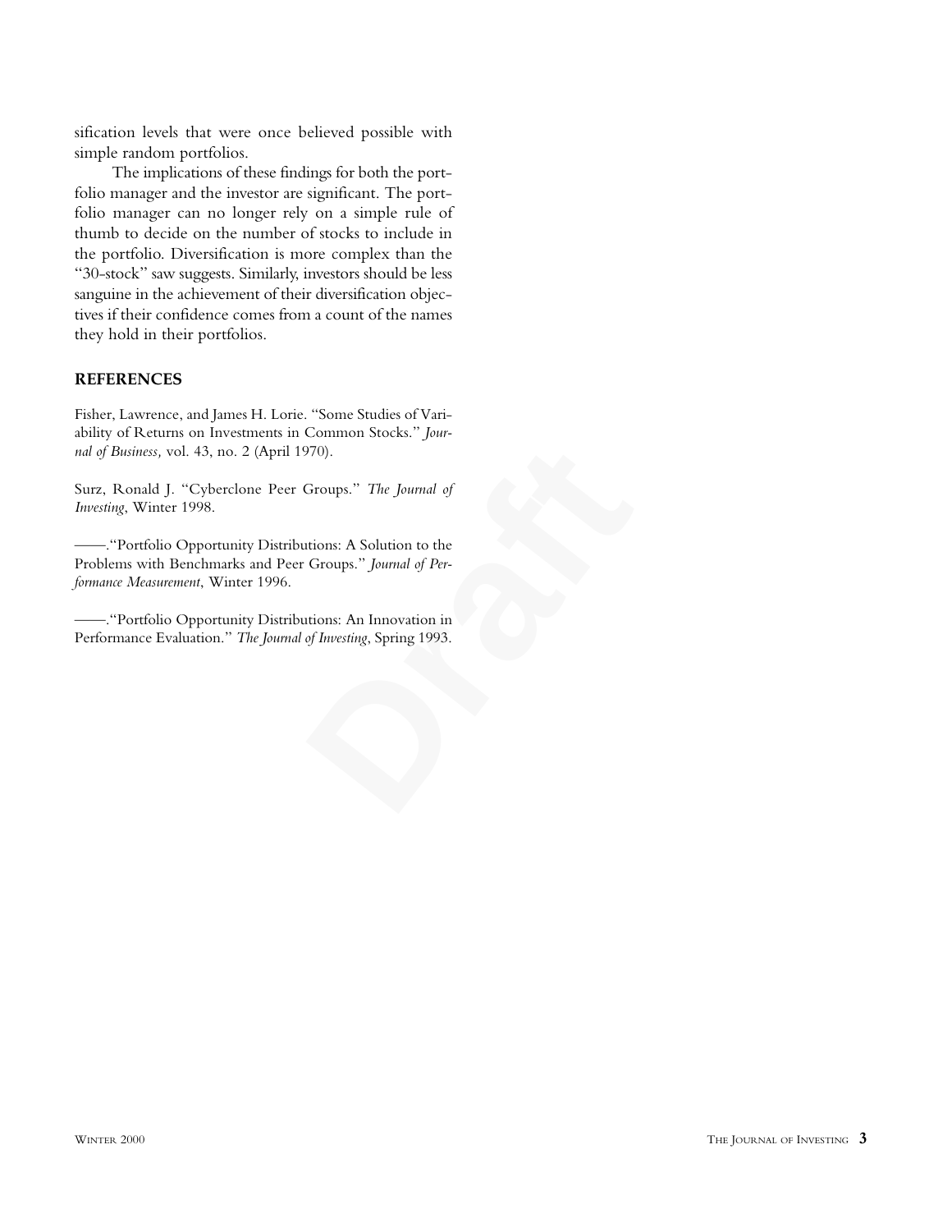sification levels that were once believed possible with simple random portfolios.

The implications of these findings for both the portfolio manager and the investor are significant. The portfolio manager can no longer rely on a simple rule of thumb to decide on the number of stocks to include in the portfolio. Diversification is more complex than the "30-stock" saw suggests. Similarly, investors should be less sanguine in the achievement of their diversification objectives if their confidence comes from a count of the names they hold in their portfolios.

## REFERENCES

Fisher, Lawrence, and James H. Lorie. "Some Studies of Variability of Returns on Investments in Common Stocks." *Journal of Business,* vol. 43, no. 2 (April 1970).

Surz, Ronald J. "Cyberclone Peer Groups." *The Journal of Investing*, Winter 1998.

——."Portfolio Opportunity Distributions: A Solution to the Problems with Benchmarks and Peer Groups." *Journal of Performance Measurement*, Winter 1996.

——."Portfolio Opportunity Distributions: An Innovation in Performance Evaluation." *The Journal of Investing*, Spring 1993.